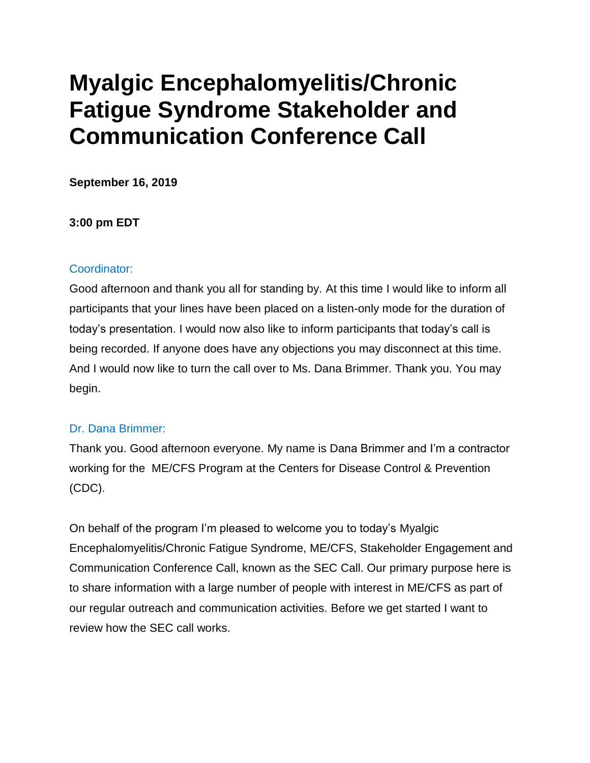# Myalgic Encephalomyelitis/Chronic Fatigue Syndrome Stakeholder and Communication Conference Call

**September 16, 2019**

**3:00 pm EDT**

Coordinator:

Good afternoon and thank you all for standing by. At this time I would like to inform all participants that your lines have been placed on a listen-only mode for the duration of today's presentation. I would now also like to inform participants that today's call is being recorded. If anyone does have any objections you may disconnect at this time. And I would now like to turn the call over to Ms. Dana Brimmer. Thank you. You may begin.

Dr. Dana Brimmer:

Thank you. Good afternoon everyone. My name is Dana Brimmer and I'm a contractor working for the ME/CFS Program at the Centers for Disease Control & Prevention (CDC).

On behalf of the program I'm pleased to welcome you to today's Myalgic Encephalomyelitis/Chronic Fatigue Syndrome, ME/CFS, Stakeholder Engagement and Communication Conference Call, known as the SEC Call. Our primary purpose here is to share information with a large number of people with interest in ME/CFS as part of our regular outreach and communication activities. Before we get started I want to review how the SEC call works.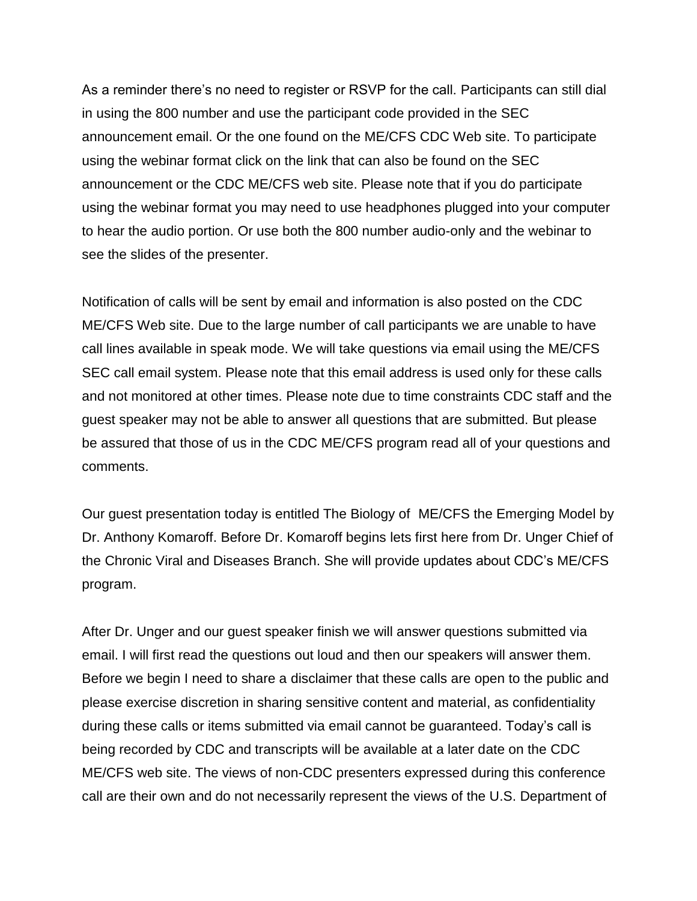As a reminder there's no need to register or RSVP for the call. Participants can still dial in using the 800 number and use the participant code provided in the SEC announcement email. Or the one found on the ME/CFS CDC Web site. To participate using the webinar format click on the link that can also be found on the SEC announcement or the CDC ME/CFS web site. Please note that if you do participate using the webinar format you may need to use headphones plugged into your computer to hear the audio portion. Or use both the 800 number audio-only and the webinar to see the slides of the presenter.

Notification of calls will be sent by email and information is also posted on the CDC ME/CFS Web site. Due to the large number of call participants we are unable to have call lines available in speak mode. We will take questions via email using the ME/CFS SEC call email system. Please note that this email address is used only for these calls and not monitored at other times. Please note due to time constraints CDC staff and the guest speaker may not be able to answer all questions that are submitted. But please be assured that those of us in the CDC ME/CFS program read all of your questions and comments.

Our guest presentation today is entitled The Biology of ME/CFS the Emerging Model by Dr. Anthony Komaroff. Before Dr. Komaroff begins lets first here from Dr. Unger Chief of the Chronic Viral and Diseases Branch. She will provide updates about CDC's ME/CFS program.

After Dr. Unger and our guest speaker finish we will answer questions submitted via email. I will first read the questions out loud and then our speakers will answer them. Before we begin I need to share a disclaimer that these calls are open to the public and please exercise discretion in sharing sensitive content and material, as confidentiality during these calls or items submitted via email cannot be guaranteed. Today's call is being recorded by CDC and transcripts will be available at a later date on the CDC ME/CFS web site. The views of non-CDC presenters expressed during this conference call are their own and do not necessarily represent the views of the U.S. Department of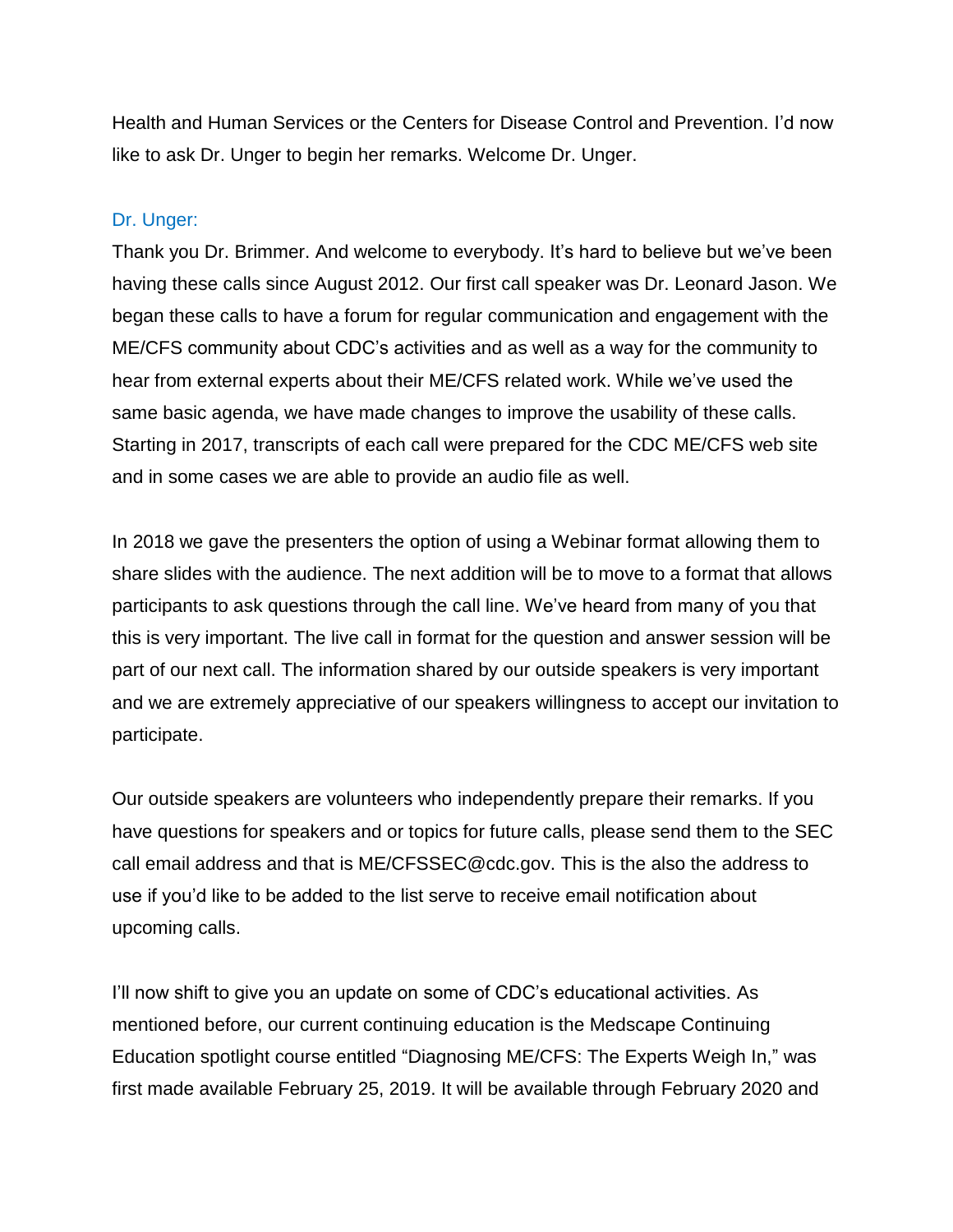Health and Human Services or the Centers for Disease Control and Prevention. I'd now like to ask Dr. Unger to begin her remarks. Welcome Dr. Unger.

Dr. Unger:

Thank you Dr. Brimmer. And welcome to everybody. It's hard to believe but we've been having these calls since August 2012. Our first call speaker was Dr. Leonard Jason. We began these calls to have a forum for regular communication and engagement with the ME/CFS community about CDC's activities and as well as a way for the community to hear from external experts about their ME/CFS related work. While we've used the same basic agenda, we have made changes to improve the usability of these calls. Starting in 2017, transcripts of each call were prepared for the CDC ME/CFS web site and in some cases we are able to provide an audio file as well.

In 2018 we gave the presenters the option of using a Webinar format allowing them to share slides with the audience. The next addition will be to move to a format that allows participants to ask questions through the call line. We've heard from many of you that this is very important. The live call in format for the question and answer session will be part of our next call. The information shared by our outside speakers is very important and we are extremely appreciative of our speakers willingness to accept our invitation to participate.

Our outside speakers are volunteers who independently prepare their remarks. If you have questions for speakers and or topics for future calls, please send them to the SEC call email address and that is ME/CFSSEC@cdc.gov. This is the also the address to use if you'd like to be added to the list serve to receive email notification about upcoming calls.

I'll now shift to give you an update on some of CDC's educational activities. As mentioned before, our current continuing education is the Medscape Continuing Education spotlight course entitled "Diagnosing ME/CFS: The Experts Weigh In," was first made available February 25, 2019. It will be available through February 2020 and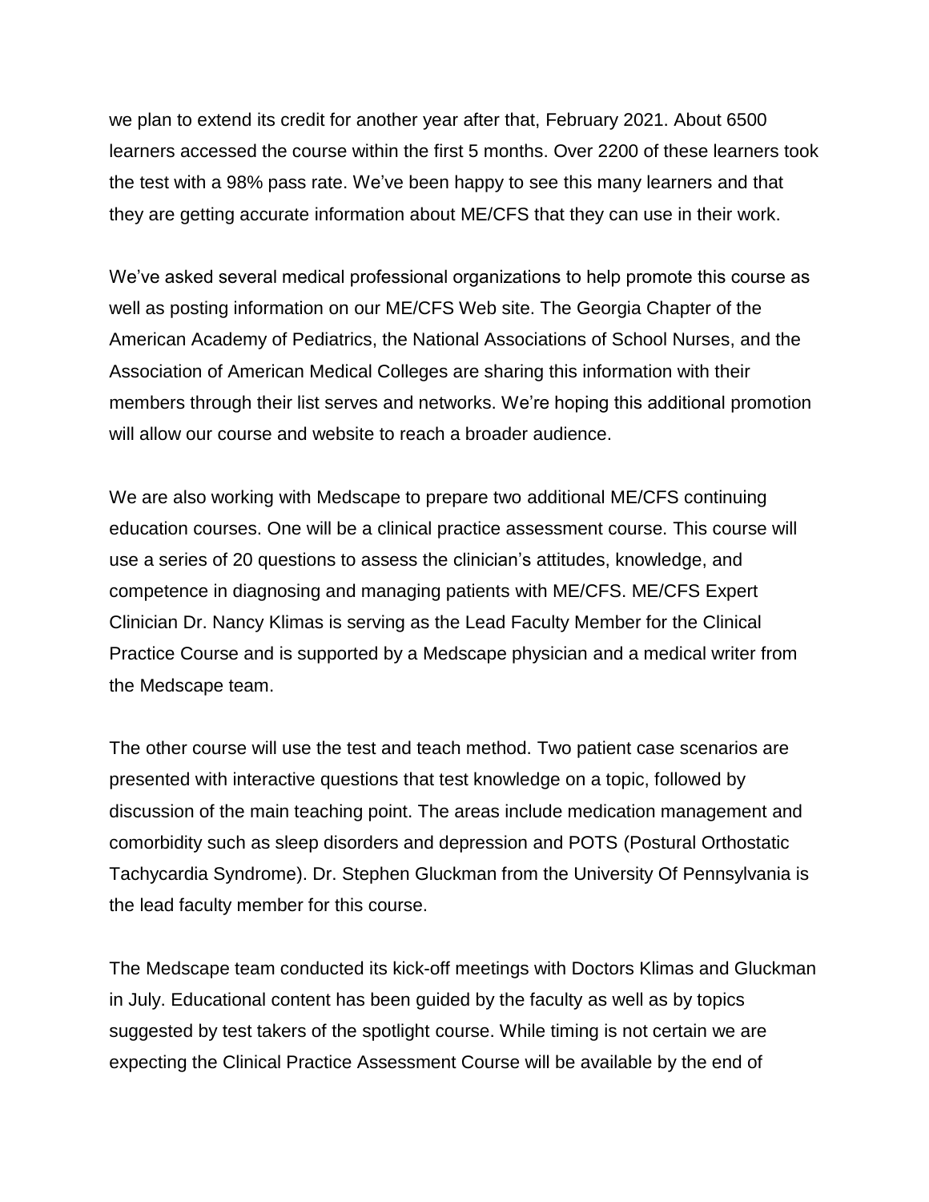we plan to extend its credit for another year after that, February 2021. About 6500 learners accessed the course within the first 5 months. Over 2200 of these learners took the test with a 98% pass rate. We've been happy to see this many learners and that they are getting accurate information about ME/CFS that they can use in their work.

We've asked several medical professional organizations to help promote this course as well as posting information on our ME/CFS Web site. The Georgia Chapter of the American Academy of Pediatrics, the National Associations of School Nurses, and the Association of American Medical Colleges are sharing this information with their members through their list serves and networks. We're hoping this additional promotion will allow our course and website to reach a broader audience.

We are also working with Medscape to prepare two additional ME/CFS continuing education courses. One will be a clinical practice assessment course. This course will use a series of 20 questions to assess the clinician's attitudes, knowledge, and competence in diagnosing and managing patients with ME/CFS. ME/CFS Expert Clinician Dr. Nancy Klimas is serving as the Lead Faculty Member for the Clinical Practice Course and is supported by a Medscape physician and a medical writer from the Medscape team.

The other course will use the test and teach method. Two patient case scenarios are presented with interactive questions that test knowledge on a topic, followed by discussion of the main teaching point. The areas include medication management and comorbidity such as sleep disorders and depression and POTS (Postural Orthostatic Tachycardia Syndrome). Dr. Stephen Gluckman from the University Of Pennsylvania is the lead faculty member for this course.

The Medscape team conducted its kick-off meetings with Doctors Klimas and Gluckman in July. Educational content has been guided by the faculty as well as by topics suggested by test takers of the spotlight course. While timing is not certain we are expecting the Clinical Practice Assessment Course will be available by the end of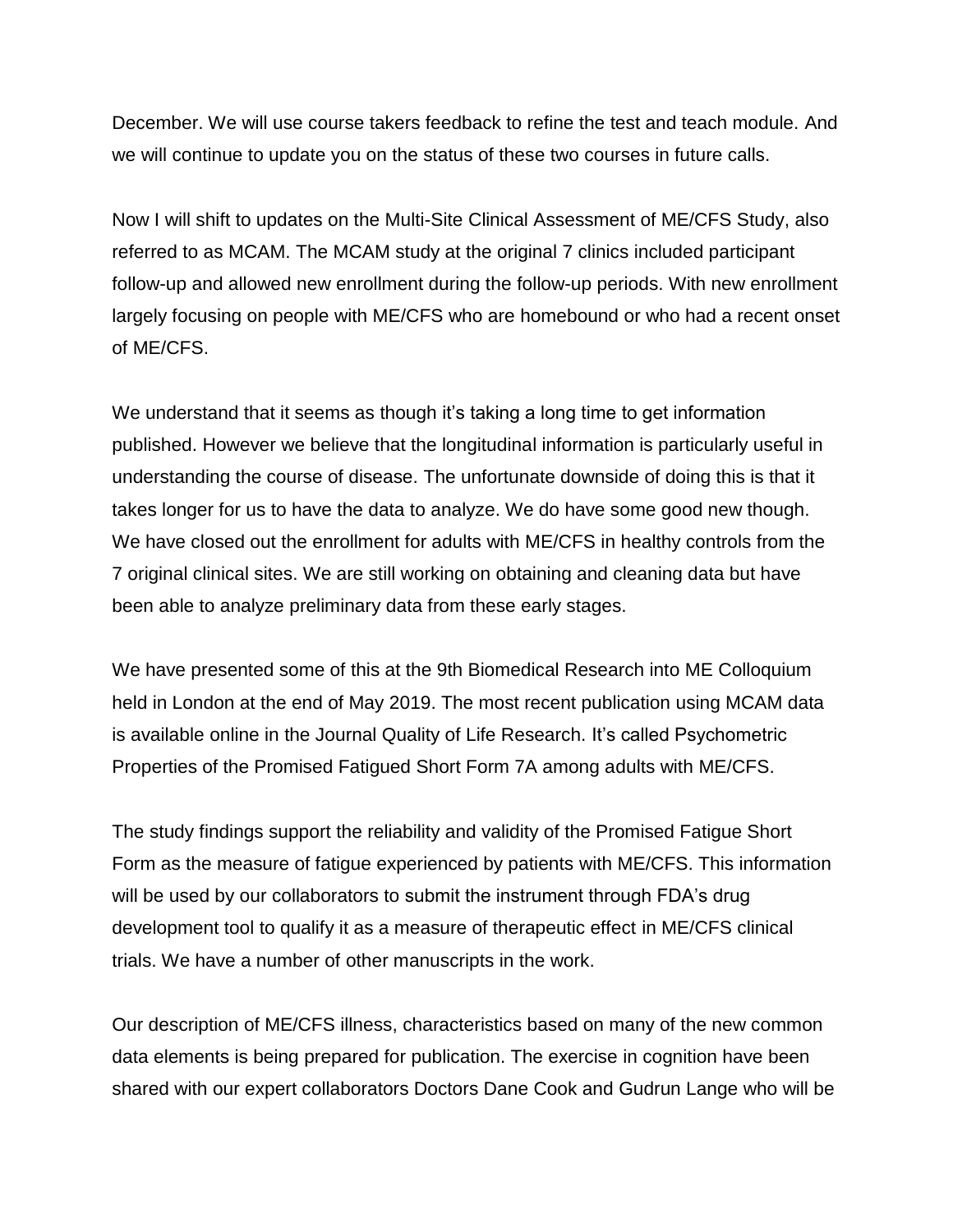December. We will use course takers feedback to refine the test and teach module. And we will continue to update you on the status of these two courses in future calls.

Now I will shift to updates on the Multi-Site Clinical Assessment of ME/CFS Study, also referred to as MCAM. The MCAM study at the original 7 clinics included participant follow-up and allowed new enrollment during the follow-up periods. With new enrollment largely focusing on people with ME/CFS who are homebound or who had a recent onset of ME/CFS.

We understand that it seems as though it's taking a long time to get information published. However we believe that the longitudinal information is particularly useful in understanding the course of disease. The unfortunate downside of doing this is that it takes longer for us to have the data to analyze. We do have some good new though. We have closed out the enrollment for adults with ME/CFS in healthy controls from the 7 original clinical sites. We are still working on obtaining and cleaning data but have been able to analyze preliminary data from these early stages.

We have presented some of this at the 9th Biomedical Research into ME Colloquium held in London at the end of May 2019. The most recent publication using MCAM data is available online in the Journal Quality of Life Research. It's called Psychometric Properties of the Promised Fatigued Short Form 7A among adults with ME/CFS.

The study findings support the reliability and validity of the Promised Fatigue Short Form as the measure of fatigue experienced by patients with ME/CFS. This information will be used by our collaborators to submit the instrument through FDA's drug development tool to qualify it as a measure of therapeutic effect in ME/CFS clinical trials. We have a number of other manuscripts in the work.

Our description of ME/CFS illness, characteristics based on many of the new common data elements is being prepared for publication. The exercise in cognition have been shared with our expert collaborators Doctors Dane Cook and Gudrun Lange who will be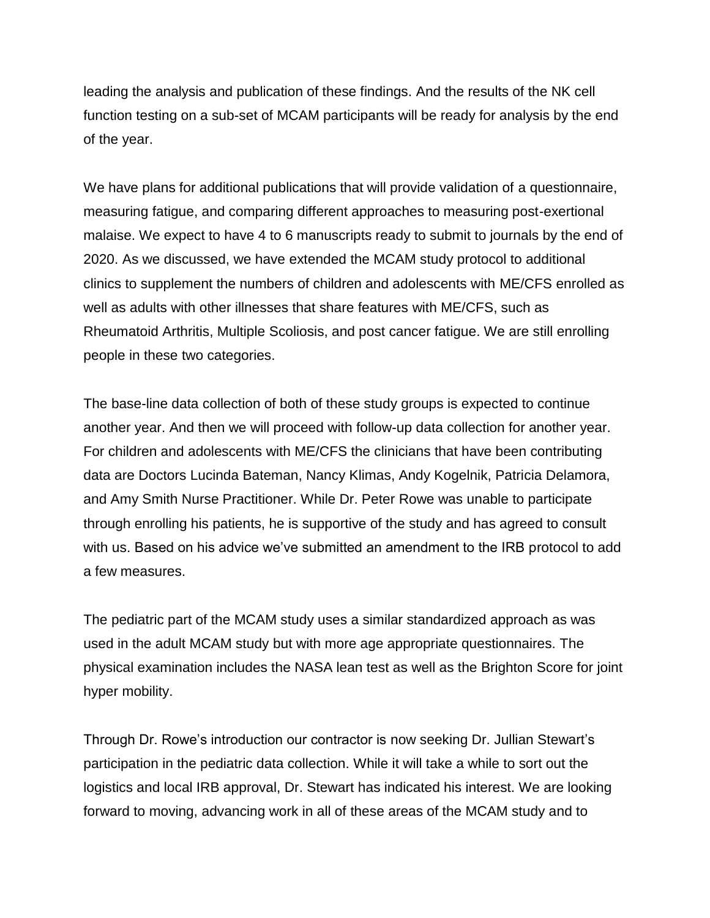leading the analysis and publication of these findings. And the results of the NK cell function testing on a sub-set of MCAM participants will be ready for analysis by the end of the year.

We have plans for additional publications that will provide validation of a questionnaire, measuring fatigue, and comparing different approaches to measuring post-exertional malaise. We expect to have 4 to 6 manuscripts ready to submit to journals by the end of 2020. As we discussed, we have extended the MCAM study protocol to additional clinics to supplement the numbers of children and adolescents with ME/CFS enrolled as well as adults with other illnesses that share features with ME/CFS, such as Rheumatoid Arthritis, Multiple Scoliosis, and post cancer fatigue. We are still enrolling people in these two categories.

The base-line data collection of both of these study groups is expected to continue another year. And then we will proceed with follow-up data collection for another year. For children and adolescents with ME/CFS the clinicians that have been contributing data are Doctors Lucinda Bateman, Nancy Klimas, Andy Kogelnik, Patricia Delamora, and Amy Smith Nurse Practitioner. While Dr. Peter Rowe was unable to participate through enrolling his patients, he is supportive of the study and has agreed to consult with us. Based on his advice we've submitted an amendment to the IRB protocol to add a few measures.

The pediatric part of the MCAM study uses a similar standardized approach as was used in the adult MCAM study but with more age appropriate questionnaires. The physical examination includes the NASA lean test as well as the Brighton Score for joint hyper mobility.

Through Dr. Rowe's introduction our contractor is now seeking Dr. Jullian Stewart's participation in the pediatric data collection. While it will take a while to sort out the logistics and local IRB approval, Dr. Stewart has indicated his interest. We are looking forward to moving, advancing work in all of these areas of the MCAM study and to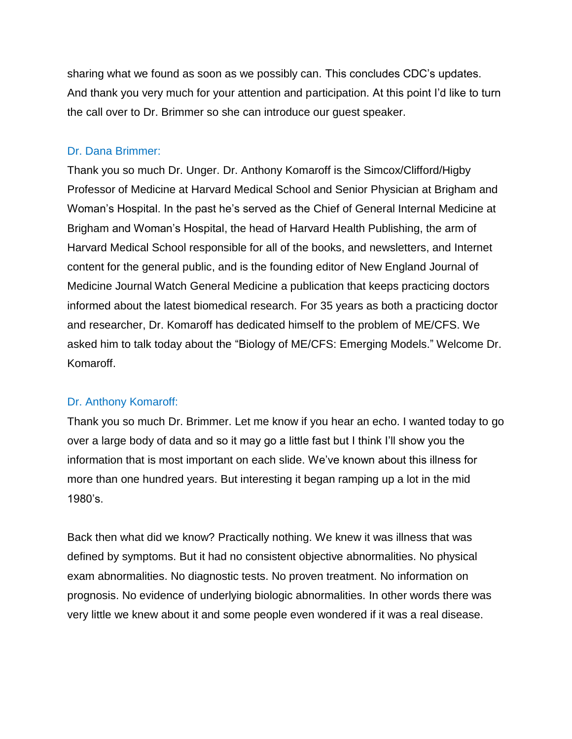sharing what we found as soon as we possibly can. This concludes CDC's updates. And thank you very much for your attention and participation. At this point I'd like to turn the call over to Dr. Brimmer so she can introduce our guest speaker.

Dr. Dana Brimmer:

Thank you so much Dr. Unger. Dr. Anthony Komaroff is the Simcox/Clifford/Higby Professor of Medicine at Harvard Medical School and Senior Physician at Brigham and Woman's Hospital. In the past he's served as the Chief of General Internal Medicine at Brigham and Woman's Hospital, the head of Harvard Health Publishing, the arm of Harvard Medical School responsible for all of the books, and newsletters, and Internet content for the general public, and is the founding editor of New England Journal of Medicine Journal Watch General Medicine a publication that keeps practicing doctors informed about the latest biomedical research. For 35 years as both a practicing doctor and researcher, Dr. Komaroff has dedicated himself to the problem of ME/CFS. We asked him to talk today about the "Biology of ME/CFS: Emerging Models." Welcome Dr. Komaroff.

Dr. Anthony Komaroff:

Thank you so much Dr. Brimmer. Let me know if you hear an echo. I wanted today to go over a large body of data and so it may go a little fast but I think I'll show you the information that is most important on each slide. We've known about this illness for more than one hundred years. But interesting it began ramping up a lot in the mid 1980's.

Back then what did we know? Practically nothing. We knew it was illness that was defined by symptoms. But it had no consistent objective abnormalities. No physical exam abnormalities. No diagnostic tests. No proven treatment. No information on prognosis. No evidence of underlying biologic abnormalities. In other words there was very little we knew about it and some people even wondered if it was a real disease.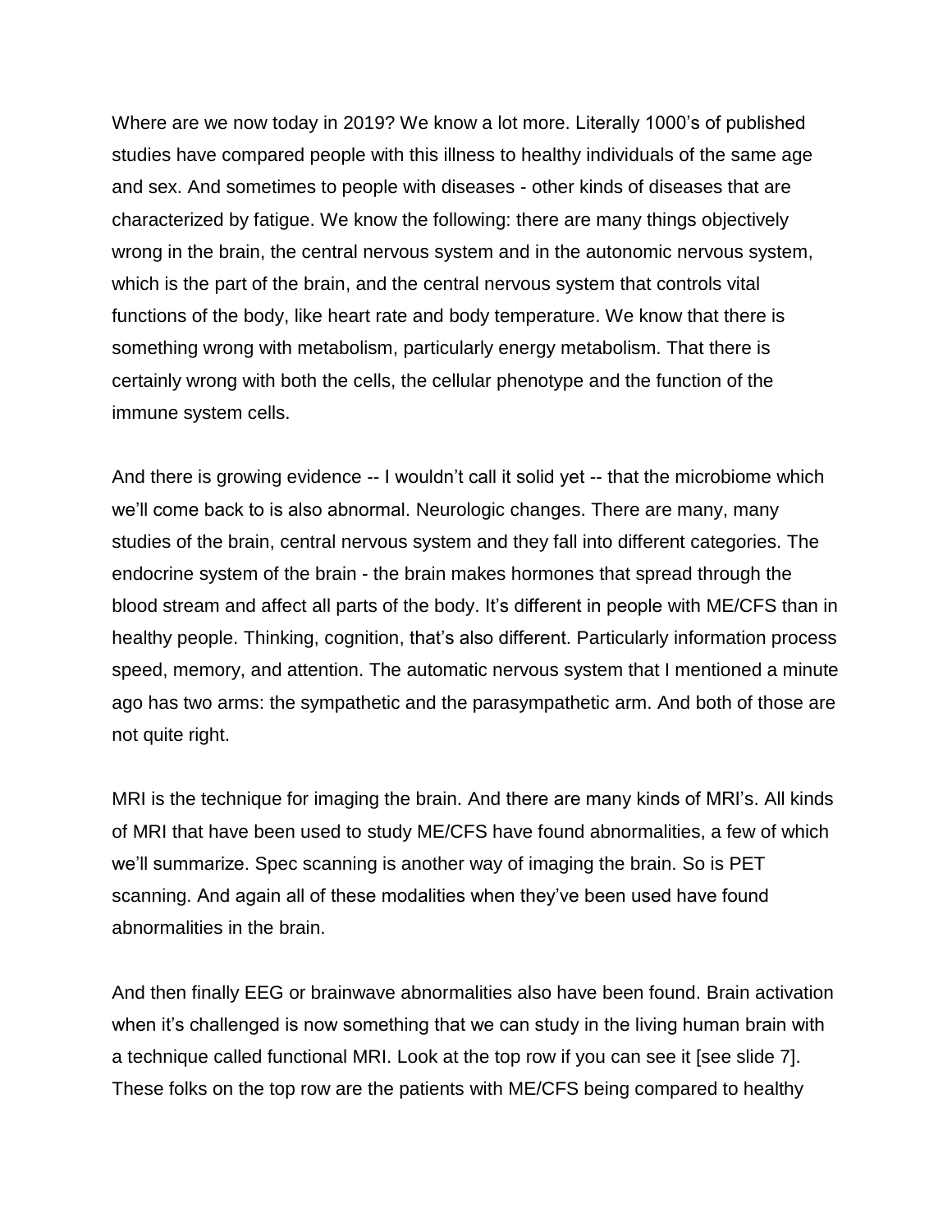Where are we now today in 2019? We know a lot more. Literally 1000's of published studies have compared people with this illness to healthy individuals of the same age and sex. And sometimes to people with diseases - other kinds of diseases that are characterized by fatigue. We know the following: there are many things objectively wrong in the brain, the central nervous system and in the autonomic nervous system, which is the part of the brain, and the central nervous system that controls vital functions of the body, like heart rate and body temperature. We know that there is something wrong with metabolism, particularly energy metabolism. That there is certainly wrong with both the cells, the cellular phenotype and the function of the immune system cells.

And there is growing evidence -- I wouldn't call it solid yet -- that the microbiome which we'll come back to is also abnormal. Neurologic changes. There are many, many studies of the brain, central nervous system and they fall into different categories. The endocrine system of the brain - the brain makes hormones that spread through the blood stream and affect all parts of the body. It's different in people with ME/CFS than in healthy people. Thinking, cognition, that's also different. Particularly information process speed, memory, and attention. The automatic nervous system that I mentioned a minute ago has two arms: the sympathetic and the parasympathetic arm. And both of those are not quite right.

MRI is the technique for imaging the brain. And there are many kinds of MRI's. All kinds of MRI that have been used to study ME/CFS have found abnormalities, a few of which we'll summarize. Spec scanning is another way of imaging the brain. So is PET scanning. And again all of these modalities when they've been used have found abnormalities in the brain.

And then finally EEG or brainwave abnormalities also have been found. Brain activation when it's challenged is now something that we can study in the living human brain with a technique called functional MRI. Look at the top row if you can see it [see slide 7]. These folks on the top row are the patients with ME/CFS being compared to healthy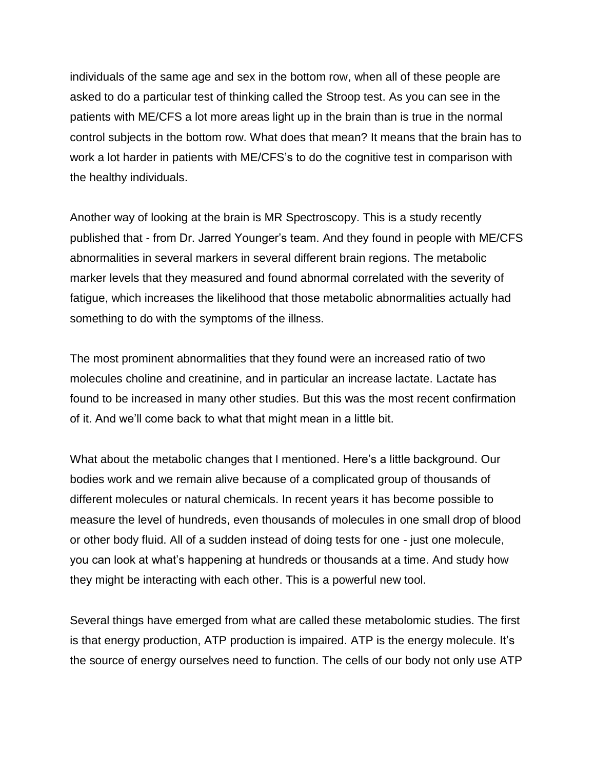individuals of the same age and sex in the bottom row, when all of these people are asked to do a particular test of thinking called the Stroop test. As you can see in the patients with ME/CFS a lot more areas light up in the brain than is true in the normal control subjects in the bottom row. What does that mean? It means that the brain has to work a lot harder in patients with ME/CFS's to do the cognitive test in comparison with the healthy individuals.

Another way of looking at the brain is MR Spectroscopy. This is a study recently published that - from Dr. Jarred Younger's team. And they found in people with ME/CFS abnormalities in several markers in several different brain regions. The metabolic marker levels that they measured and found abnormal correlated with the severity of fatigue, which increases the likelihood that those metabolic abnormalities actually had something to do with the symptoms of the illness.

The most prominent abnormalities that they found were an increased ratio of two molecules choline and creatinine, and in particular an increase lactate. Lactate has found to be increased in many other studies. But this was the most recent confirmation of it. And we'll come back to what that might mean in a little bit.

What about the metabolic changes that I mentioned. Here's a little background. Our bodies work and we remain alive because of a complicated group of thousands of different molecules or natural chemicals. In recent years it has become possible to measure the level of hundreds, even thousands of molecules in one small drop of blood or other body fluid. All of a sudden instead of doing tests for one - just one molecule, you can look at what's happening at hundreds or thousands at a time. And study how they might be interacting with each other. This is a powerful new tool.

Several things have emerged from what are called these metabolomic studies. The first is that energy production, ATP production is impaired. ATP is the energy molecule. It's the source of energy ourselves need to function. The cells of our body not only use ATP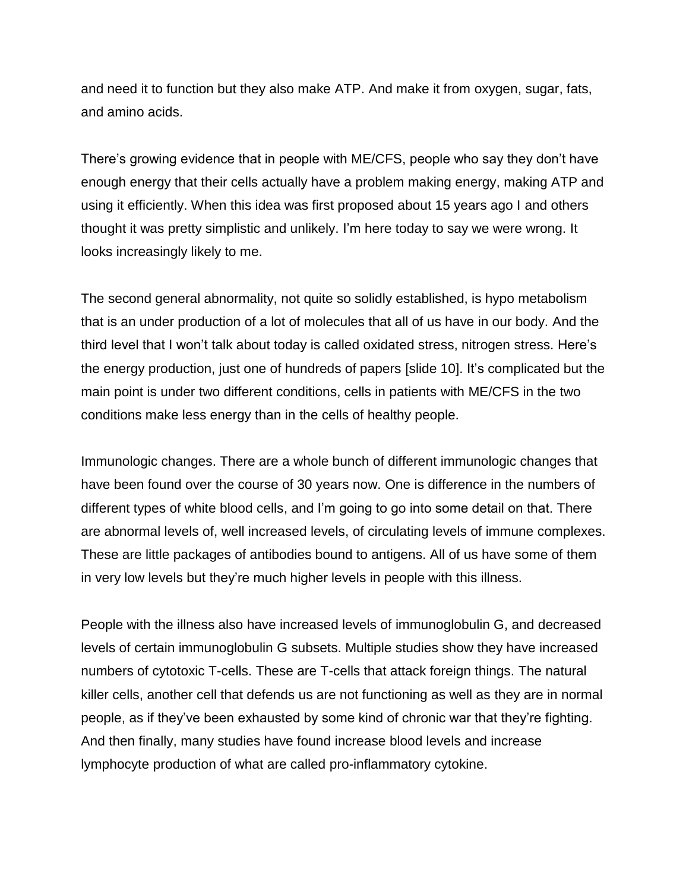and need it to function but they also make ATP. And make it from oxygen, sugar, fats, and amino acids.

There's growing evidence that in people with ME/CFS, people who say they don't have enough energy that their cells actually have a problem making energy, making ATP and using it efficiently. When this idea was first proposed about 15 years ago I and others thought it was pretty simplistic and unlikely. I'm here today to say we were wrong. It looks increasingly likely to me.

The second general abnormality, not quite so solidly established, is hypo metabolism that is an under production of a lot of molecules that all of us have in our body. And the third level that I won't talk about today is called oxidated stress, nitrogen stress. Here's the energy production, just one of hundreds of papers [slide 10]. It's complicated but the main point is under two different conditions, cells in patients with ME/CFS in the two conditions make less energy than in the cells of healthy people.

Immunologic changes. There are a whole bunch of different immunologic changes that have been found over the course of 30 years now. One is difference in the numbers of different types of white blood cells, and I'm going to go into some detail on that. There are abnormal levels of, well increased levels, of circulating levels of immune complexes. These are little packages of antibodies bound to antigens. All of us have some of them in very low levels but they're much higher levels in people with this illness.

People with the illness also have increased levels of immunoglobulin G, and decreased levels of certain immunoglobulin G subsets. Multiple studies show they have increased numbers of cytotoxic T-cells. These are T-cells that attack foreign things. The natural killer cells, another cell that defends us are not functioning as well as they are in normal people, as if they've been exhausted by some kind of chronic war that they're fighting. And then finally, many studies have found increase blood levels and increase lymphocyte production of what are called pro-inflammatory cytokine.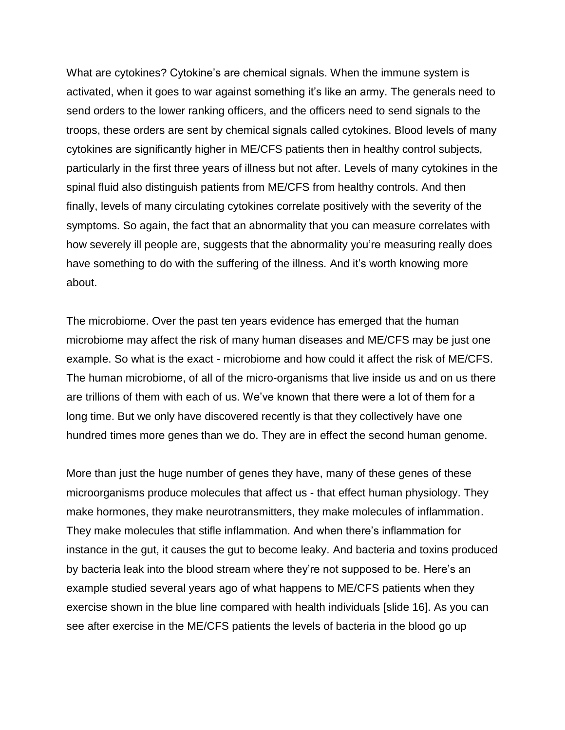What are cytokines? Cytokine's are chemical signals. When the immune system is activated, when it goes to war against something it's like an army. The generals need to send orders to the lower ranking officers, and the officers need to send signals to the troops, these orders are sent by chemical signals called cytokines. Blood levels of many cytokines are significantly higher in ME/CFS patients then in healthy control subjects, particularly in the first three years of illness but not after. Levels of many cytokines in the spinal fluid also distinguish patients from ME/CFS from healthy controls. And then finally, levels of many circulating cytokines correlate positively with the severity of the symptoms. So again, the fact that an abnormality that you can measure correlates with how severely ill people are, suggests that the abnormality you're measuring really does have something to do with the suffering of the illness. And it's worth knowing more about.

The microbiome. Over the past ten years evidence has emerged that the human microbiome may affect the risk of many human diseases and ME/CFS may be just one example. So what is the exact - microbiome and how could it affect the risk of ME/CFS. The human microbiome, of all of the micro-organisms that live inside us and on us there are trillions of them with each of us. We've known that there were a lot of them for a long time. But we only have discovered recently is that they collectively have one hundred times more genes than we do. They are in effect the second human genome.

More than just the huge number of genes they have, many of these genes of these microorganisms produce molecules that affect us - that effect human physiology. They make hormones, they make neurotransmitters, they make molecules of inflammation. They make molecules that stifle inflammation. And when there's inflammation for instance in the gut, it causes the gut to become leaky. And bacteria and toxins produced by bacteria leak into the blood stream where they're not supposed to be. Here's an example studied several years ago of what happens to ME/CFS patients when they exercise shown in the blue line compared with health individuals [slide 16]. As you can see after exercise in the ME/CFS patients the levels of bacteria in the blood go up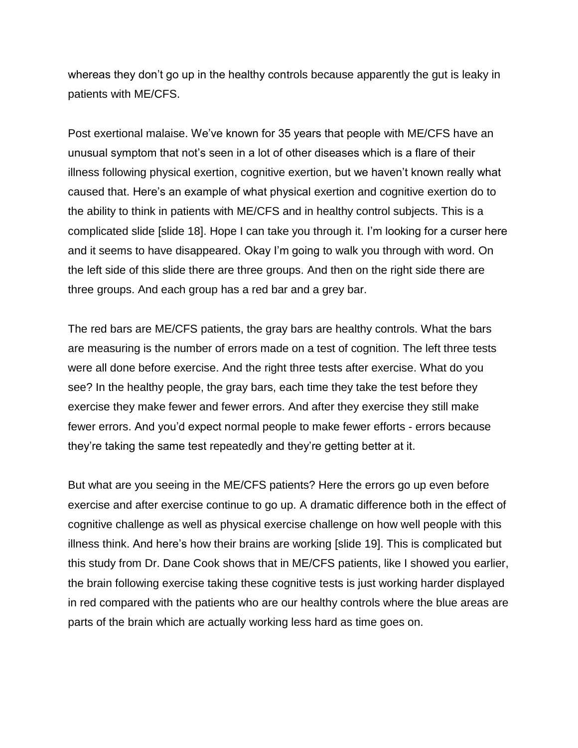whereas they don't go up in the healthy controls because apparently the gut is leaky in patients with ME/CFS.

Post exertional malaise. We've known for 35 years that people with ME/CFS have an unusual symptom that not's seen in a lot of other diseases which is a flare of their illness following physical exertion, cognitive exertion, but we haven't known really what caused that. Here's an example of what physical exertion and cognitive exertion do to the ability to think in patients with ME/CFS and in healthy control subjects. This is a complicated slide [slide 18]. Hope I can take you through it. I'm looking for a curser here and it seems to have disappeared. Okay I'm going to walk you through with word. On the left side of this slide there are three groups. And then on the right side there are three groups. And each group has a red bar and a grey bar.

The red bars are ME/CFS patients, the gray bars are healthy controls. What the bars are measuring is the number of errors made on a test of cognition. The left three tests were all done before exercise. And the right three tests after exercise. What do you see? In the healthy people, the gray bars, each time they take the test before they exercise they make fewer and fewer errors. And after they exercise they still make fewer errors. And you'd expect normal people to make fewer efforts - errors because they're taking the same test repeatedly and they're getting better at it.

But what are you seeing in the ME/CFS patients? Here the errors go up even before exercise and after exercise continue to go up. A dramatic difference both in the effect of cognitive challenge as well as physical exercise challenge on how well people with this illness think. And here's how their brains are working [slide 19]. This is complicated but this study from Dr. Dane Cook shows that in ME/CFS patients, like I showed you earlier, the brain following exercise taking these cognitive tests is just working harder displayed in red compared with the patients who are our healthy controls where the blue areas are parts of the brain which are actually working less hard as time goes on.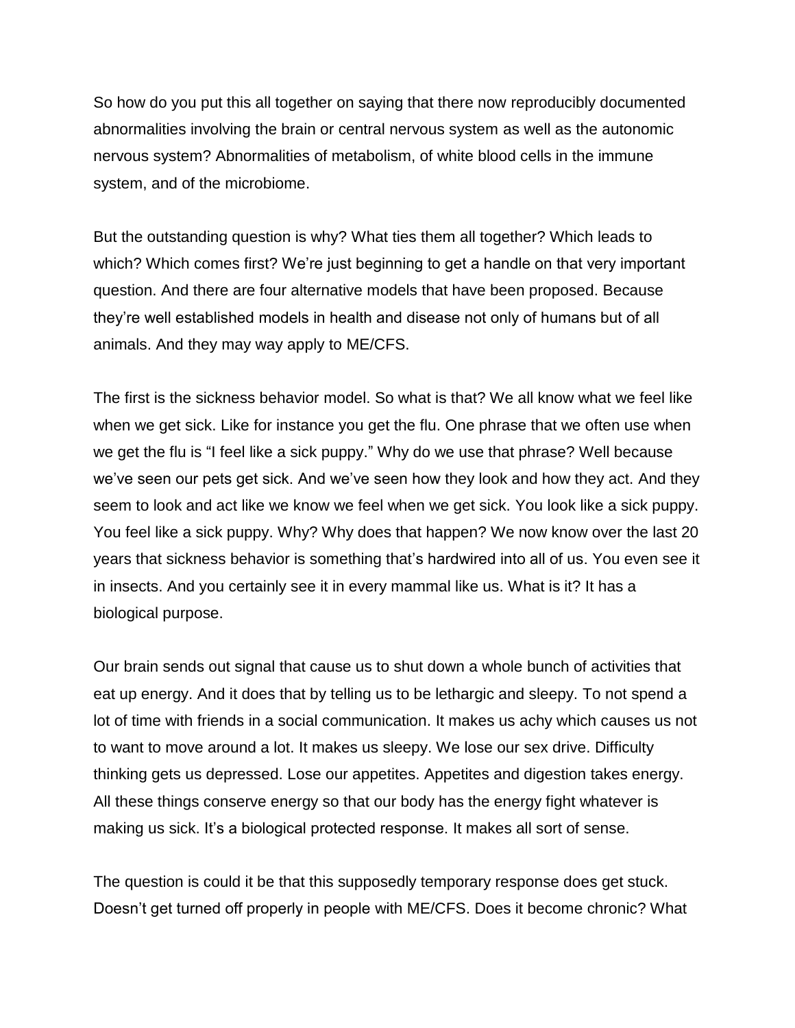So how do you put this all together on saying that there now reproducibly documented abnormalities involving the brain or central nervous system as well as the autonomic nervous system? Abnormalities of metabolism, of white blood cells in the immune system, and of the microbiome.

But the outstanding question is why? What ties them all together? Which leads to which? Which comes first? We're just beginning to get a handle on that very important question. And there are four alternative models that have been proposed. Because they're well established models in health and disease not only of humans but of all animals. And they may way apply to ME/CFS.

The first is the sickness behavior model. So what is that? We all know what we feel like when we get sick. Like for instance you get the flu. One phrase that we often use when we get the flu is "I feel like a sick puppy." Why do we use that phrase? Well because we've seen our pets get sick. And we've seen how they look and how they act. And they seem to look and act like we know we feel when we get sick. You look like a sick puppy. You feel like a sick puppy. Why? Why does that happen? We now know over the last 20 years that sickness behavior is something that's hardwired into all of us. You even see it in insects. And you certainly see it in every mammal like us. What is it? It has a biological purpose.

Our brain sends out signal that cause us to shut down a whole bunch of activities that eat up energy. And it does that by telling us to be lethargic and sleepy. To not spend a lot of time with friends in a social communication. It makes us achy which causes us not to want to move around a lot. It makes us sleepy. We lose our sex drive. Difficulty thinking gets us depressed. Lose our appetites. Appetites and digestion takes energy. All these things conserve energy so that our body has the energy fight whatever is making us sick. It's a biological protected response. It makes all sort of sense.

The question is could it be that this supposedly temporary response does get stuck. Doesn't get turned off properly in people with ME/CFS. Does it become chronic? What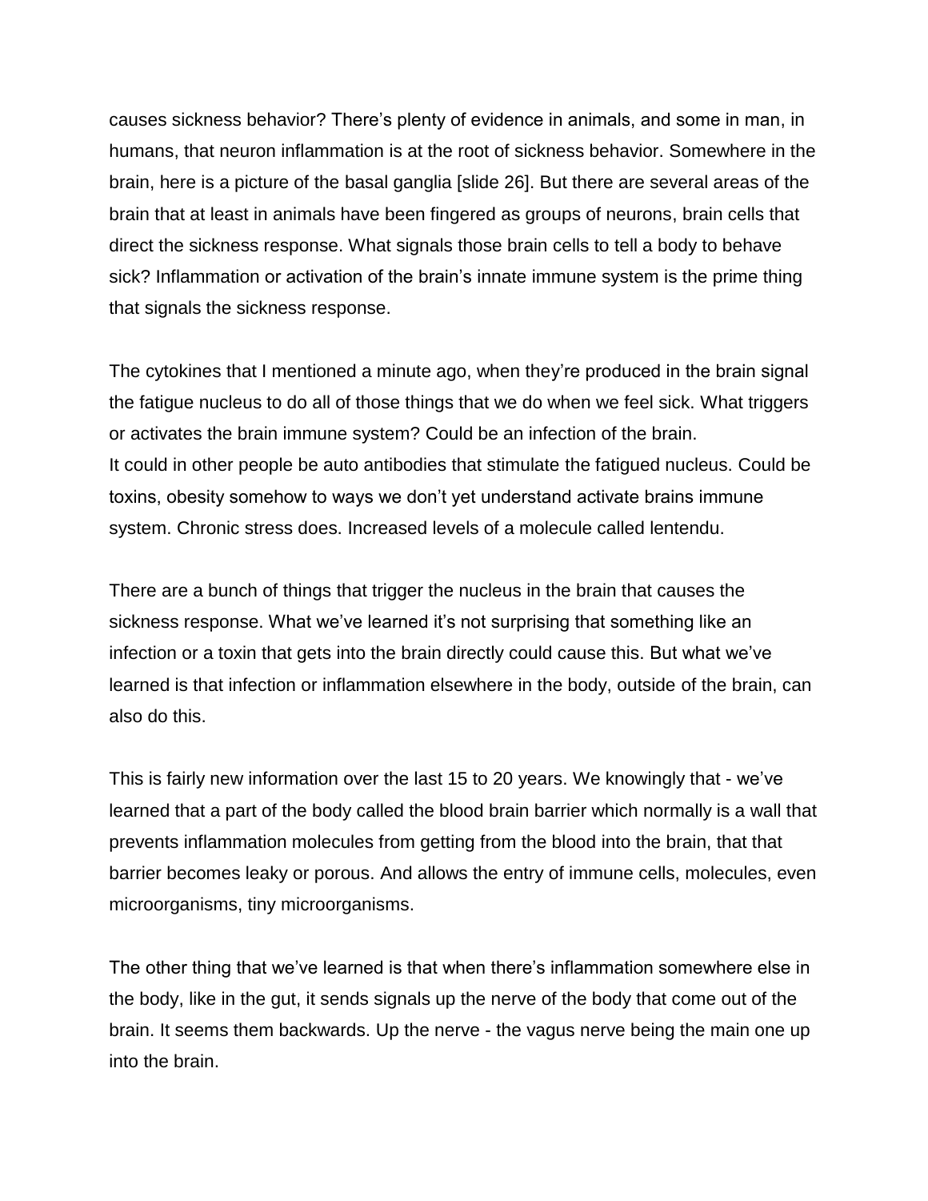causes sickness behavior? There's plenty of evidence in animals, and some in man, in humans, that neuron inflammation is at the root of sickness behavior. Somewhere in the brain, here is a picture of the basal ganglia [slide 26]. But there are several areas of the brain that at least in animals have been fingered as groups of neurons, brain cells that direct the sickness response. What signals those brain cells to tell a body to behave sick? Inflammation or activation of the brain's innate immune system is the prime thing that signals the sickness response.

The cytokines that I mentioned a minute ago, when they're produced in the brain signal the fatigue nucleus to do all of those things that we do when we feel sick. What triggers or activates the brain immune system? Could be an infection of the brain.
It could in other people be auto antibodies that stimulate the fatigued nucleus. Could be toxins, obesity somehow to ways we don't yet understand activate brains immune system. Chronic stress does. Increased levels of a molecule called lentendu.

There are a bunch of things that trigger the nucleus in the brain that causes the sickness response. What we've learned it's not surprising that something like an infection or a toxin that gets into the brain directly could cause this. But what we've learned is that infection or inflammation elsewhere in the body, outside of the brain, can also do this.

This is fairly new information over the last 15 to 20 years. We knowingly that - we've learned that a part of the body called the blood brain barrier which normally is a wall that prevents inflammation molecules from getting from the blood into the brain, that that barrier becomes leaky or porous. And allows the entry of immune cells, molecules, even microorganisms, tiny microorganisms.

The other thing that we've learned is that when there's inflammation somewhere else in the body, like in the gut, it sends signals up the nerve of the body that come out of the brain. It seems them backwards. Up the nerve - the vagus nerve being the main one up into the brain.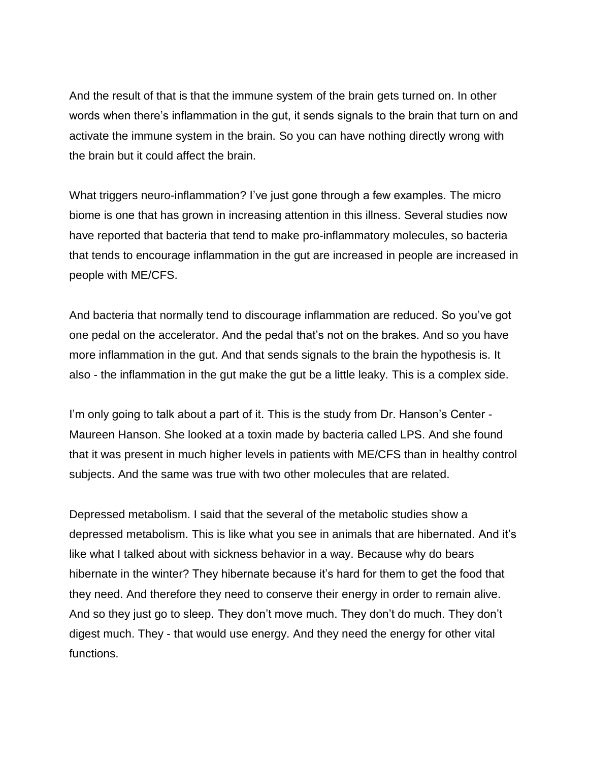And the result of that is that the immune system of the brain gets turned on. In other words when there's inflammation in the gut, it sends signals to the brain that turn on and activate the immune system in the brain. So you can have nothing directly wrong with the brain but it could affect the brain.

What triggers neuro-inflammation? I've just gone through a few examples. The micro biome is one that has grown in increasing attention in this illness. Several studies now have reported that bacteria that tend to make pro-inflammatory molecules, so bacteria that tends to encourage inflammation in the gut are increased in people are increased in people with ME/CFS.

And bacteria that normally tend to discourage inflammation are reduced. So you've got one pedal on the accelerator. And the pedal that's not on the brakes. And so you have more inflammation in the gut. And that sends signals to the brain the hypothesis is. It also - the inflammation in the gut make the gut be a little leaky. This is a complex side.

I'm only going to talk about a part of it. This is the study from Dr. Hanson's Center - Maureen Hanson. She looked at a toxin made by bacteria called LPS. And she found that it was present in much higher levels in patients with ME/CFS than in healthy control subjects. And the same was true with two other molecules that are related.

Depressed metabolism. I said that the several of the metabolic studies show a depressed metabolism. This is like what you see in animals that are hibernated. And it's like what I talked about with sickness behavior in a way. Because why do bears hibernate in the winter? They hibernate because it's hard for them to get the food that they need. And therefore they need to conserve their energy in order to remain alive. And so they just go to sleep. They don't move much. They don't do much. They don't digest much. They - that would use energy. And they need the energy for other vital functions.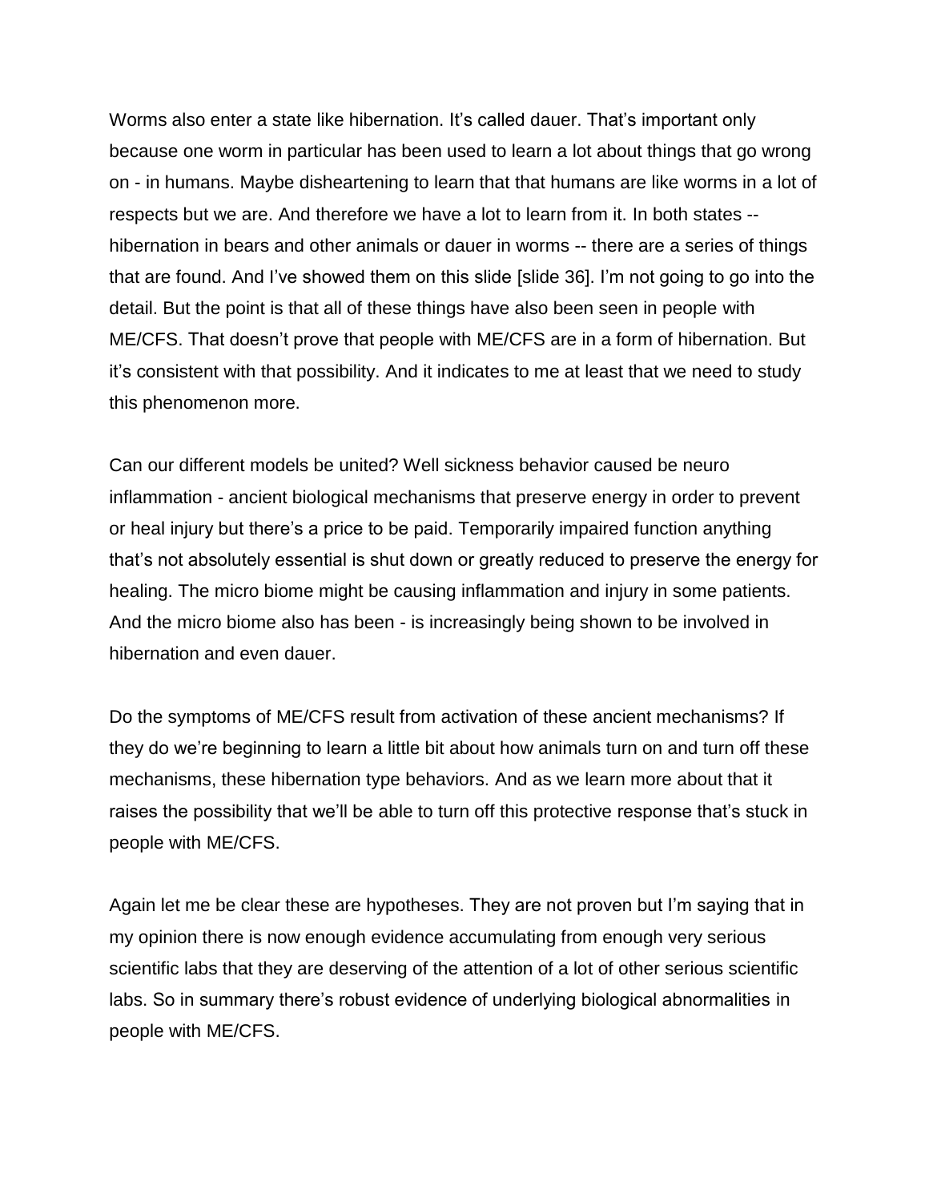Worms also enter a state like hibernation. It's called dauer. That's important only because one worm in particular has been used to learn a lot about things that go wrong on - in humans. Maybe disheartening to learn that that humans are like worms in a lot of respects but we are. And therefore we have a lot to learn from it. In both states -- hibernation in bears and other animals or dauer in worms -- there are a series of things that are found. And I've showed them on this slide [slide 36]. I'm not going to go into the detail. But the point is that all of these things have also been seen in people with ME/CFS. That doesn't prove that people with ME/CFS are in a form of hibernation. But it's consistent with that possibility. And it indicates to me at least that we need to study this phenomenon more.

Can our different models be united? Well sickness behavior caused be neuro inflammation - ancient biological mechanisms that preserve energy in order to prevent or heal injury but there's a price to be paid. Temporarily impaired function anything that's not absolutely essential is shut down or greatly reduced to preserve the energy for healing. The micro biome might be causing inflammation and injury in some patients. And the micro biome also has been - is increasingly being shown to be involved in hibernation and even dauer.

Do the symptoms of ME/CFS result from activation of these ancient mechanisms? If they do we're beginning to learn a little bit about how animals turn on and turn off these mechanisms, these hibernation type behaviors. And as we learn more about that it raises the possibility that we'll be able to turn off this protective response that's stuck in people with ME/CFS.

Again let me be clear these are hypotheses. They are not proven but I'm saying that in my opinion there is now enough evidence accumulating from enough very serious scientific labs that they are deserving of the attention of a lot of other serious scientific labs. So in summary there's robust evidence of underlying biological abnormalities in people with ME/CFS.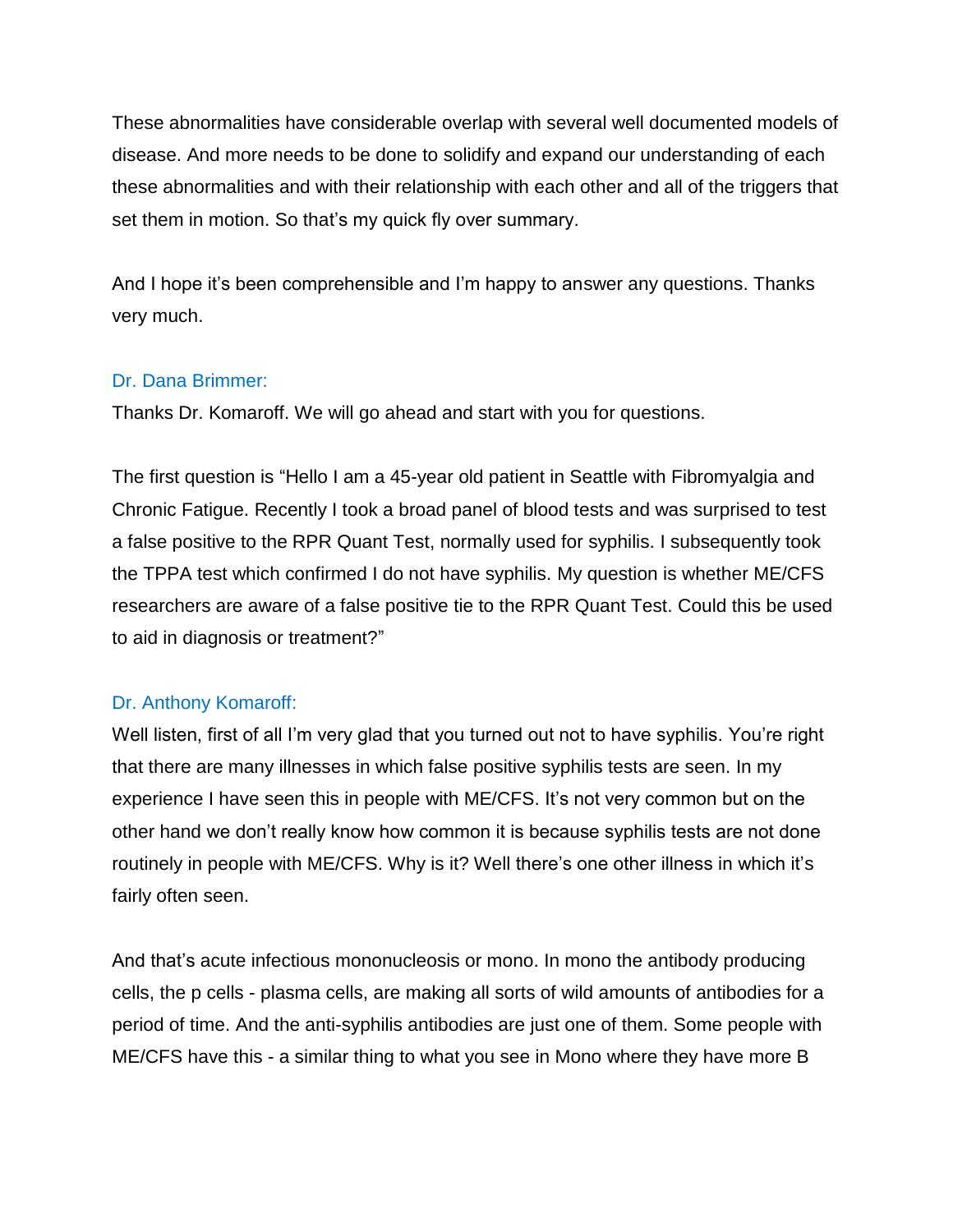These abnormalities have considerable overlap with several well documented models of disease. And more needs to be done to solidify and expand our understanding of each these abnormalities and with their relationship with each other and all of the triggers that set them in motion. So that's my quick fly over summary.

And I hope it's been comprehensible and I'm happy to answer any questions. Thanks very much.

Dr. Dana Brimmer:

Thanks Dr. Komaroff. We will go ahead and start with you for questions.

The first question is "Hello I am a 45-year old patient in Seattle with Fibromyalgia and Chronic Fatigue. Recently I took a broad panel of blood tests and was surprised to test a false positive to the RPR Quant Test, normally used for syphilis. I subsequently took the TPPA test which confirmed I do not have syphilis. My question is whether ME/CFS researchers are aware of a false positive tie to the RPR Quant Test. Could this be used to aid in diagnosis or treatment?"

Dr. Anthony Komaroff:

Well listen, first of all I'm very glad that you turned out not to have syphilis. You're right that there are many illnesses in which false positive syphilis tests are seen. In my experience I have seen this in people with ME/CFS. It's not very common but on the other hand we don't really know how common it is because syphilis tests are not done routinely in people with ME/CFS. Why is it? Well there's one other illness in which it's fairly often seen.

And that's acute infectious mononucleosis or mono. In mono the antibody producing cells, the p cells - plasma cells, are making all sorts of wild amounts of antibodies for a period of time. And the anti-syphilis antibodies are just one of them. Some people with ME/CFS have this - a similar thing to what you see in Mono where they have more B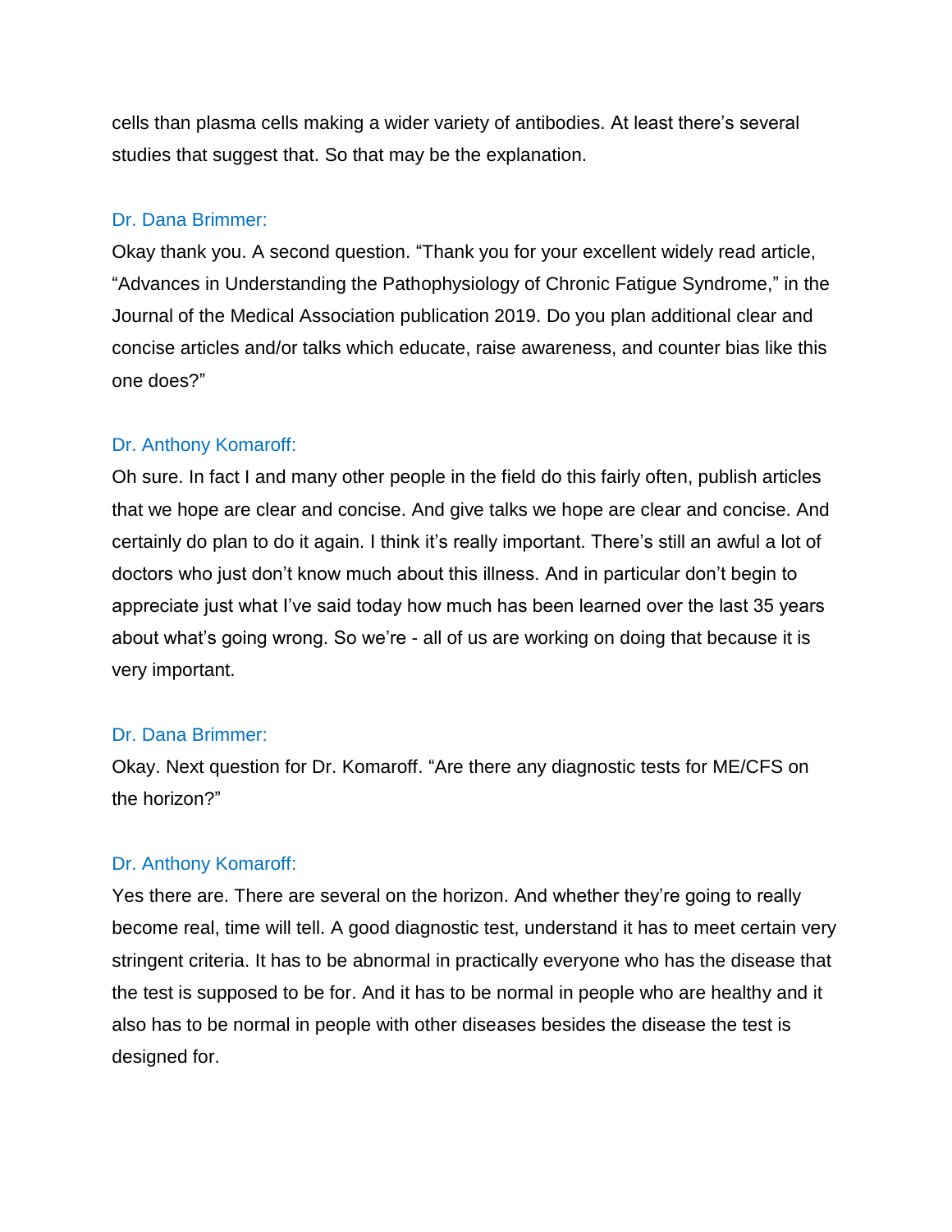cells than plasma cells making a wider variety of antibodies. At least there's several studies that suggest that. So that may be the explanation.

Dr. Dana Brimmer:

Okay thank you. A second question. "Thank you for your excellent widely read article, "Advances in Understanding the Pathophysiology of Chronic Fatigue Syndrome," in the Journal of the Medical Association publication 2019. Do you plan additional clear and concise articles and/or talks which educate, raise awareness, and counter bias like this one does?"

Dr. Anthony Komaroff:

Oh sure. In fact I and many other people in the field do this fairly often, publish articles that we hope are clear and concise. And give talks we hope are clear and concise. And certainly do plan to do it again. I think it's really important. There's still an awful a lot of doctors who just don't know much about this illness. And in particular don't begin to appreciate just what I've said today how much has been learned over the last 35 years about what's going wrong. So we're - all of us are working on doing that because it is very important.

Dr. Dana Brimmer:

Okay. Next question for Dr. Komaroff. "Are there any diagnostic tests for ME/CFS on the horizon?"

Dr. Anthony Komaroff:

Yes there are. There are several on the horizon. And whether they're going to really become real, time will tell. A good diagnostic test, understand it has to meet certain very stringent criteria. It has to be abnormal in practically everyone who has the disease that the test is supposed to be for. And it has to be normal in people who are healthy and it also has to be normal in people with other diseases besides the disease the test is designed for.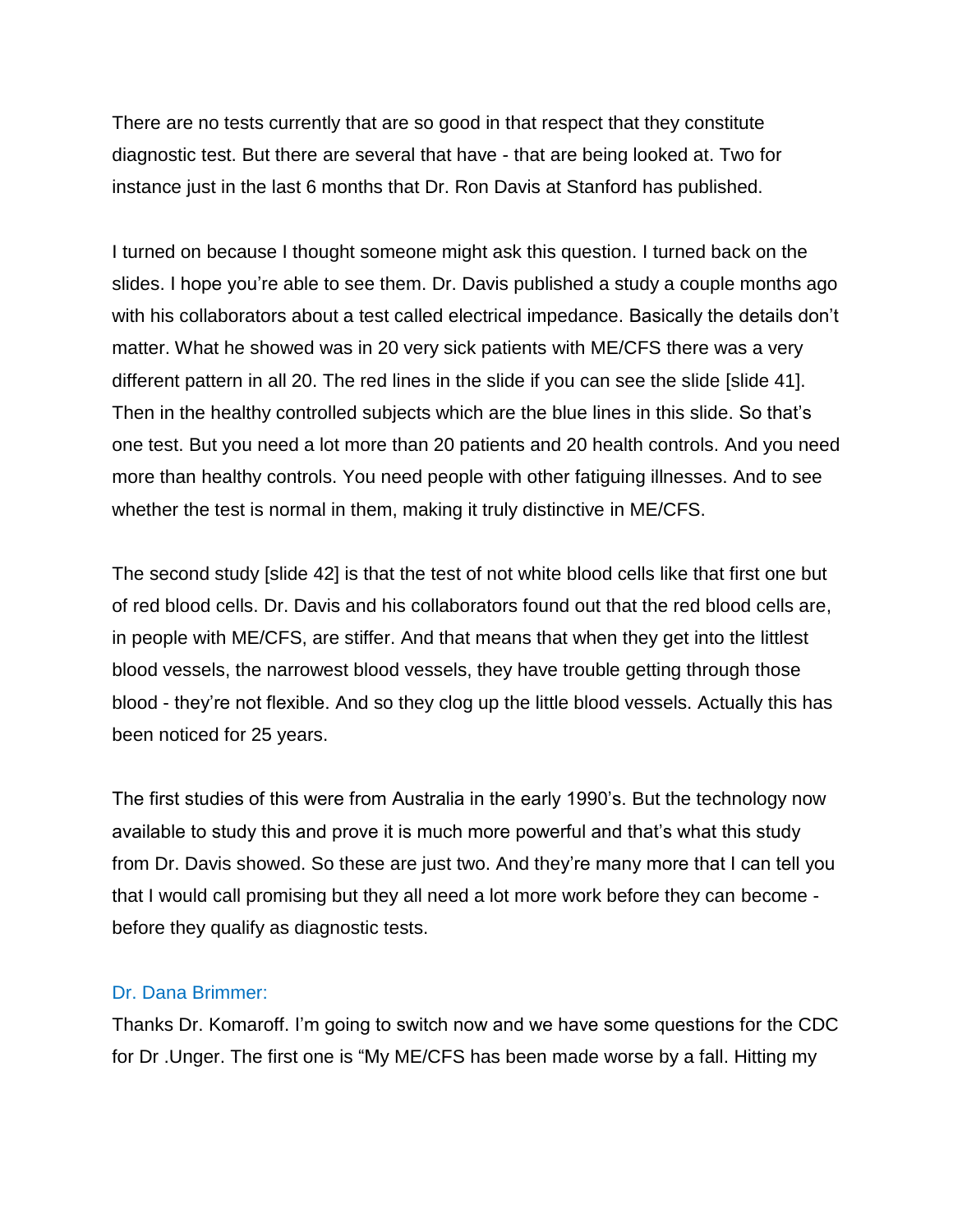There are no tests currently that are so good in that respect that they constitute diagnostic test. But there are several that have - that are being looked at. Two for instance just in the last 6 months that Dr. Ron Davis at Stanford has published.

I turned on because I thought someone might ask this question. I turned back on the slides. I hope you're able to see them. Dr. Davis published a study a couple months ago with his collaborators about a test called electrical impedance. Basically the details don't matter. What he showed was in 20 very sick patients with ME/CFS there was a very different pattern in all 20. The red lines in the slide if you can see the slide [slide 41]. Then in the healthy controlled subjects which are the blue lines in this slide. So that's one test. But you need a lot more than 20 patients and 20 health controls. And you need more than healthy controls. You need people with other fatiguing illnesses. And to see whether the test is normal in them, making it truly distinctive in ME/CFS.

The second study [slide 42] is that the test of not white blood cells like that first one but of red blood cells. Dr. Davis and his collaborators found out that the red blood cells are, in people with ME/CFS, are stiffer. And that means that when they get into the littlest blood vessels, the narrowest blood vessels, they have trouble getting through those blood - they're not flexible. And so they clog up the little blood vessels. Actually this has been noticed for 25 years.

The first studies of this were from Australia in the early 1990's. But the technology now available to study this and prove it is much more powerful and that's what this study from Dr. Davis showed. So these are just two. And they're many more that I can tell you that I would call promising but they all need a lot more work before they can become - before they qualify as diagnostic tests.

Dr. Dana Brimmer:
Thanks Dr. Komaroff. I'm going to switch now and we have some questions for the CDC for Dr .Unger. The first one is "My ME/CFS has been made worse by a fall. Hitting my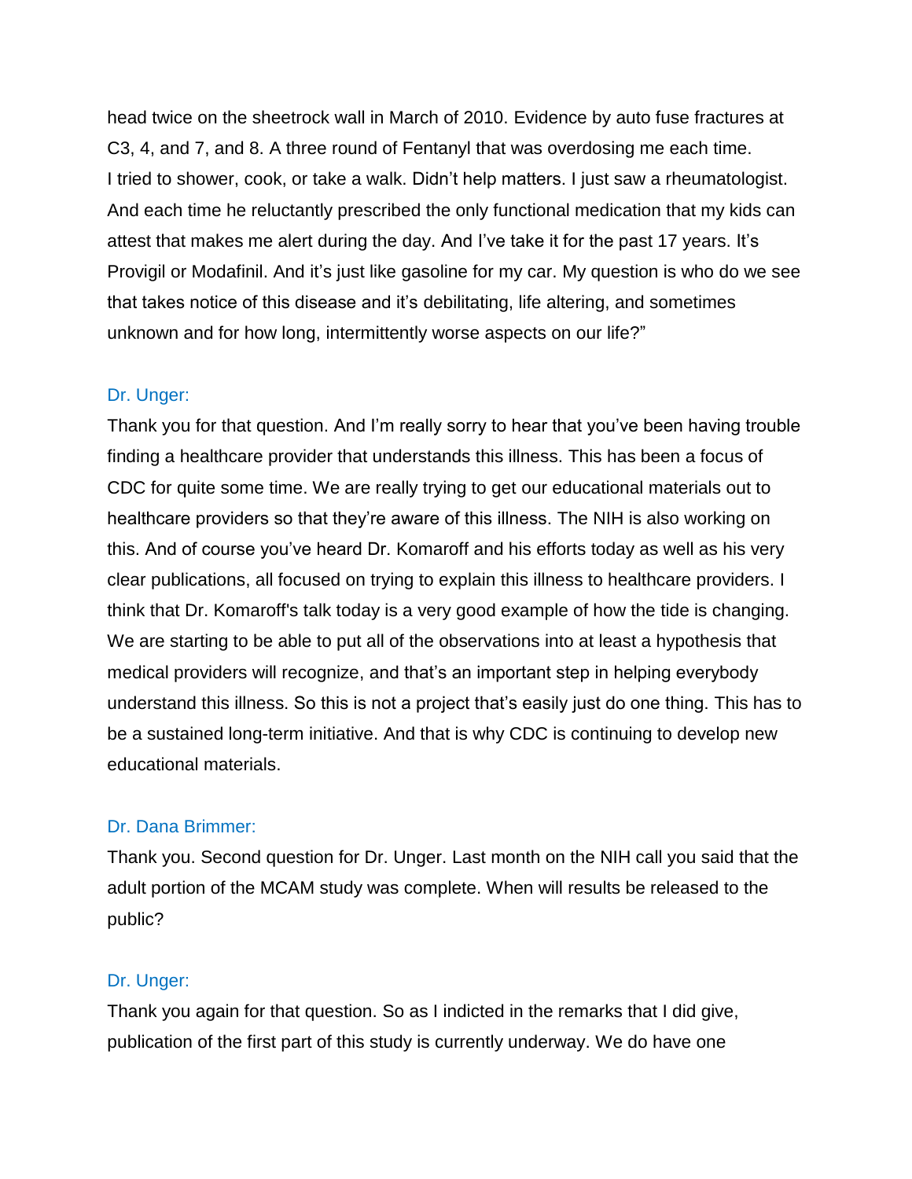head twice on the sheetrock wall in March of 2010. Evidence by auto fuse fractures at C3, 4, and 7, and 8. A three round of Fentanyl that was overdosing me each time. I tried to shower, cook, or take a walk. Didn't help matters. I just saw a rheumatologist. And each time he reluctantly prescribed the only functional medication that my kids can attest that makes me alert during the day. And I've take it for the past 17 years. It's Provigil or Modafinil. And it's just like gasoline for my car. My question is who do we see that takes notice of this disease and it's debilitating, life altering, and sometimes unknown and for how long, intermittently worse aspects on our life?"

Dr. Unger:

Thank you for that question. And I'm really sorry to hear that you've been having trouble finding a healthcare provider that understands this illness. This has been a focus of CDC for quite some time. We are really trying to get our educational materials out to healthcare providers so that they're aware of this illness. The NIH is also working on this. And of course you've heard Dr. Komaroff and his efforts today as well as his very clear publications, all focused on trying to explain this illness to healthcare providers. I think that Dr. Komaroff's talk today is a very good example of how the tide is changing. We are starting to be able to put all of the observations into at least a hypothesis that medical providers will recognize, and that's an important step in helping everybody understand this illness. So this is not a project that's easily just do one thing. This has to be a sustained long-term initiative. And that is why CDC is continuing to develop new educational materials.

Dr. Dana Brimmer:

Thank you. Second question for Dr. Unger. Last month on the NIH call you said that the adult portion of the MCAM study was complete. When will results be released to the public?

Dr. Unger:

Thank you again for that question. So as I indicted in the remarks that I did give, publication of the first part of this study is currently underway. We do have one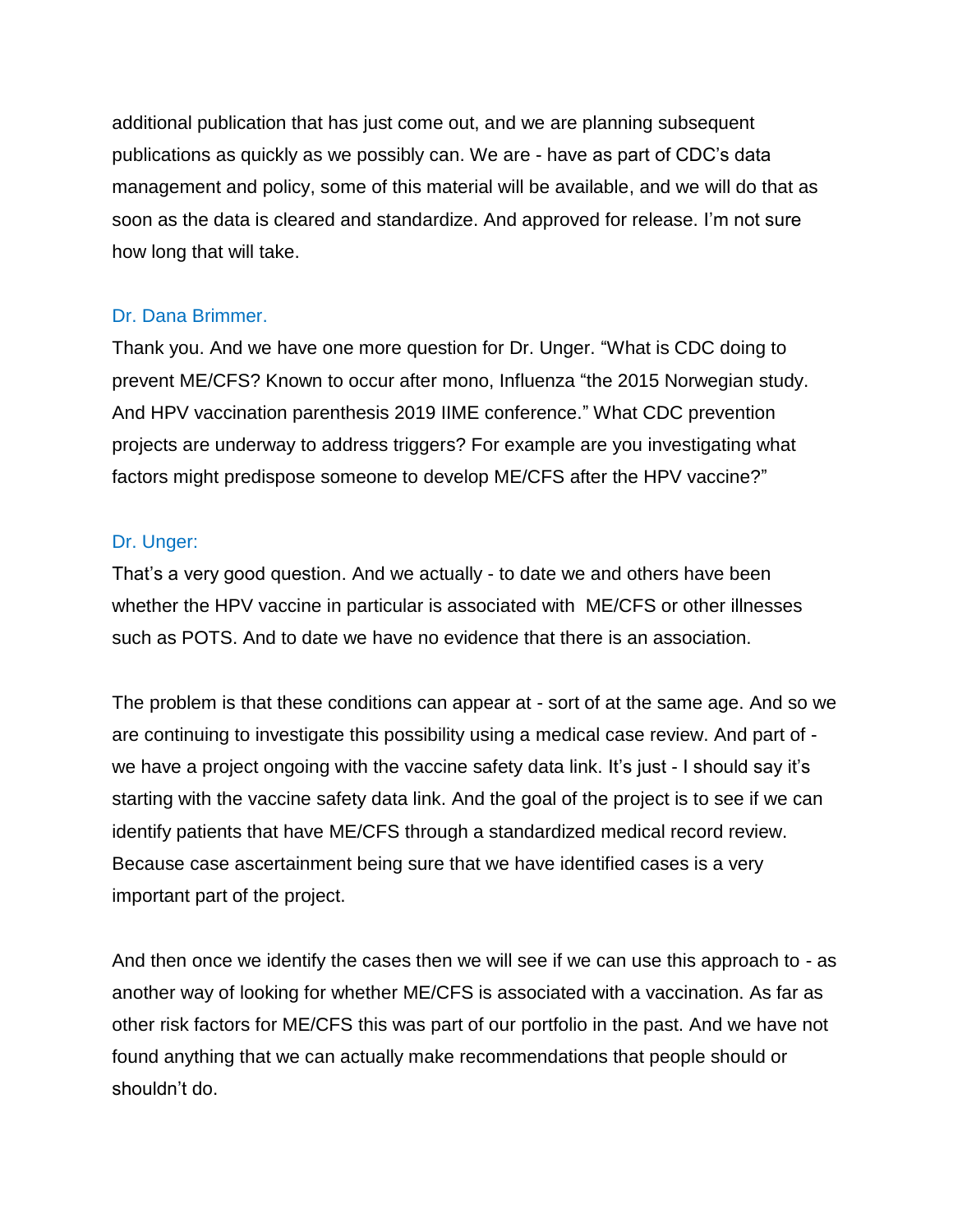additional publication that has just come out, and we are planning subsequent publications as quickly as we possibly can. We are - have as part of CDC's data management and policy, some of this material will be available, and we will do that as soon as the data is cleared and standardize. And approved for release. I'm not sure how long that will take.

Dr. Dana Brimmer.

Thank you. And we have one more question for Dr. Unger. "What is CDC doing to prevent ME/CFS? Known to occur after mono, Influenza "the 2015 Norwegian study. And HPV vaccination parenthesis 2019 IIME conference." What CDC prevention projects are underway to address triggers? For example are you investigating what factors might predispose someone to develop ME/CFS after the HPV vaccine?"

Dr. Unger:

That's a very good question. And we actually - to date we and others have been whether the HPV vaccine in particular is associated with ME/CFS or other illnesses such as POTS. And to date we have no evidence that there is an association.

The problem is that these conditions can appear at - sort of at the same age. And so we are continuing to investigate this possibility using a medical case review. And part of - we have a project ongoing with the vaccine safety data link. It's just - I should say it's starting with the vaccine safety data link. And the goal of the project is to see if we can identify patients that have ME/CFS through a standardized medical record review. Because case ascertainment being sure that we have identified cases is a very important part of the project.

And then once we identify the cases then we will see if we can use this approach to - as another way of looking for whether ME/CFS is associated with a vaccination. As far as other risk factors for ME/CFS this was part of our portfolio in the past. And we have not found anything that we can actually make recommendations that people should or shouldn't do.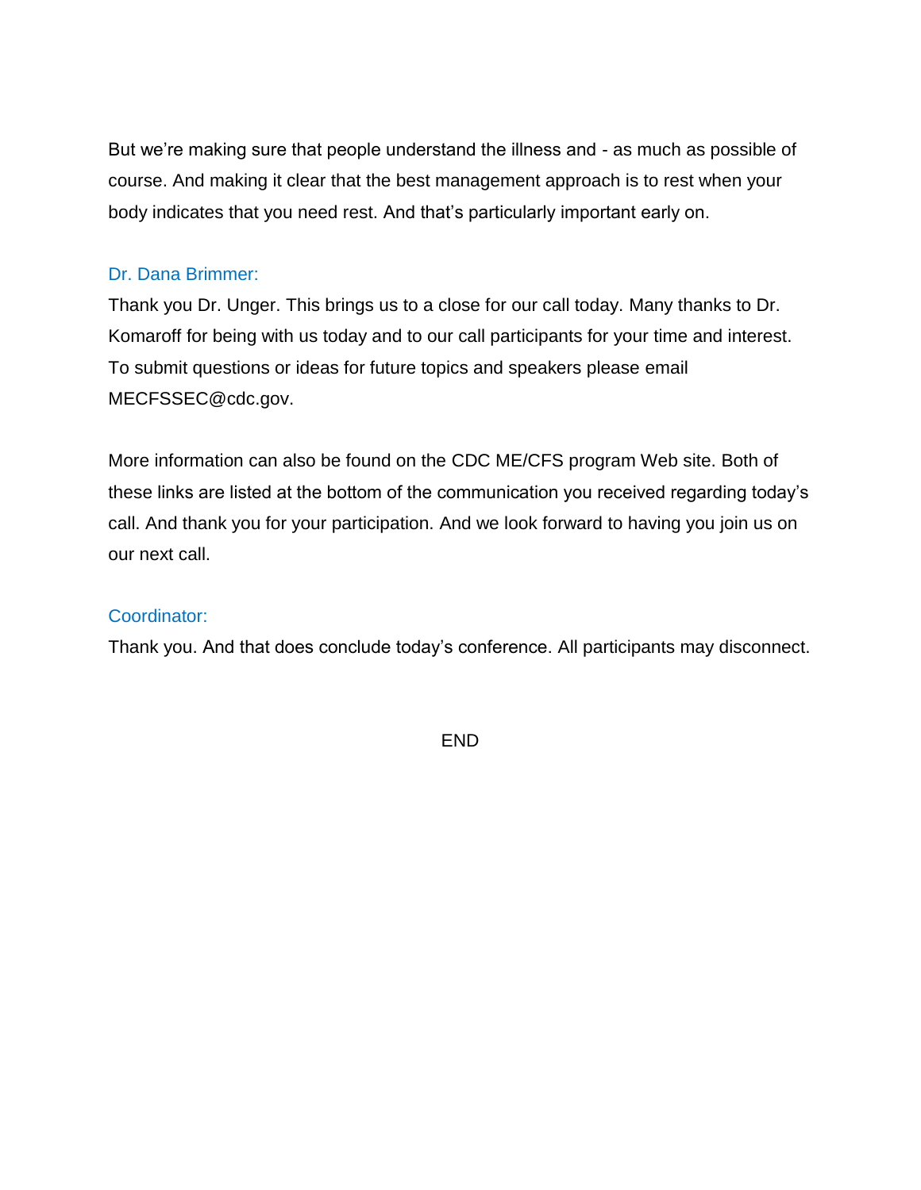But we're making sure that people understand the illness and - as much as possible of course. And making it clear that the best management approach is to rest when your body indicates that you need rest. And that's particularly important early on.

Dr. Dana Brimmer:

Thank you Dr. Unger. This brings us to a close for our call today. Many thanks to Dr. Komaroff for being with us today and to our call participants for your time and interest. To submit questions or ideas for future topics and speakers please email MECFSSEC@cdc.gov.

More information can also be found on the CDC ME/CFS program Web site. Both of these links are listed at the bottom of the communication you received regarding today's call. And thank you for your participation. And we look forward to having you join us on our next call.

Coordinator:

Thank you. And that does conclude today's conference. All participants may disconnect.

END